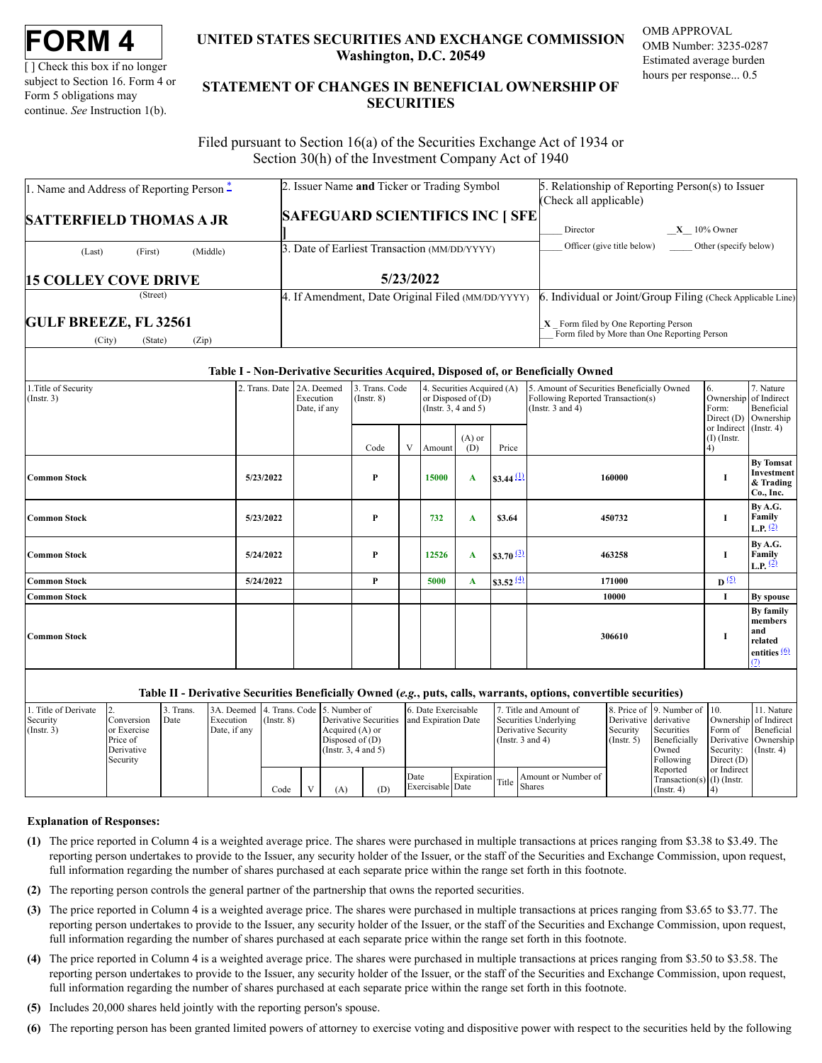# FORM 4

[ ] Check this box if no longer subject to Section 16. Form 4 or Form 5 obligations may continue. *See* Instruction 1(b).

**UNITED STATES SECURITIES AND EXCHANGE COMMISSION**
**Washington, D.C. 20549**

OMB APPROVAL
OMB Number: 3235-0287
Estimated average burden hours per response... 0.5

## STATEMENT OF CHANGES IN BENEFICIAL OWNERSHIP OF SECURITIES

Filed pursuant to Section 16(a) of the Securities Exchange Act of 1934 or Section 30(h) of the Investment Company Act of 1940

| 1. Name and Address of Reporting Person * | 2. Issuer Name **and** Ticker or Trading Symbol | 5. Relationship of Reporting Person(s) to Issuer (Check all applicable) |
|---|---|---|
| **SATTERFIELD THOMAS A JR** (Last) (First) (Middle) | **SAFEGUARD SCIENTIFICS INC [ SFE ]** | ____ Director __X__ 10% Owner ____ Officer (give title below) ____ Other (specify below) |
| **15 COLLEY COVE DRIVE** (Street) | 3. Date of Earliest Transaction (MM/DD/YYYY) **5/23/2022** | |
| **GULF BREEZE, FL 32561** (City) (State) (Zip) | 4. If Amendment, Date Original Filed (MM/DD/YYYY) | 6. Individual or Joint/Group Filing (Check Applicable Line) _X_ Form filed by One Reporting Person ___ Form filed by More than One Reporting Person |

### Table I - Non-Derivative Securities Acquired, Disposed of, or Beneficially Owned

| 1.Title of Security (Instr. 3) | 2. Trans. Date | 2A. Deemed Execution Date, if any | 3. Trans. Code (Instr. 8) | | 4. Securities Acquired (A) or Disposed of (D) (Instr. 3, 4 and 5) | | | 5. Amount of Securities Beneficially Owned Following Reported Transaction(s) (Instr. 3 and 4) | 6. Ownership Form: Direct (D) or Indirect (I) (Instr. 4) | 7. Nature of Indirect Beneficial Ownership (Instr. 4) |
|---|---|---|---|---|---|---|---|---|---|---|
| | | | Code | V | Amount | (A) or (D) | Price | | | |
| **Common Stock** | **5/23/2022** | | **P** | | **15000** | **A** | **$3.44** (1) | **160000** | **I** | **By Tomsat Investment & Trading Co., Inc.** |
| **Common Stock** | **5/23/2022** | | **P** | | **732** | **A** | **$3.64** | **450732** | **I** | **By A.G. Family L.P.** (2) |
| **Common Stock** | **5/24/2022** | | **P** | | **12526** | **A** | **$3.70** (3) | **463258** | **I** | **By A.G. Family L.P.** (2) |
| **Common Stock** | **5/24/2022** | | **P** | | **5000** | **A** | **$3.52** (4) | **171000** | **D** (5) | |
| **Common Stock** | | | | | | | | **10000** | **I** | **By spouse** |
| **Common Stock** | | | | | | | | **306610** | **I** | **By family members and related entities** (6) (7) |

### Table II - Derivative Securities Beneficially Owned (*e.g.*, puts, calls, warrants, options, convertible securities)

| 1. Title of Derivate Security (Instr. 3) | 2. Conversion or Exercise Price of Derivative Security | 3. Trans. Date | 3A. Deemed Execution Date, if any | 4. Trans. Code (Instr. 8) | | 5. Number of Derivative Securities Acquired (A) or Disposed of (D) (Instr. 3, 4 and 5) | | 6. Date Exercisable and Expiration Date | | 7. Title and Amount of Securities Underlying Derivative Security (Instr. 3 and 4) | | 8. Price of Derivative Security (Instr. 5) | 9. Number of derivative Securities Beneficially Owned Following Reported Transaction(s) (Instr. 4) | 10. Ownership Form of Derivative Security: Direct (D) or Indirect (I) (Instr. 4) | 11. Nature of Indirect Beneficial Ownership (Instr. 4) |
|---|---|---|---|---|---|---|---|---|---|---|---|---|---|---|---|
| | | | | Code | V | (A) | (D) | Date Exercisable | Expiration Date | Title | Amount or Number of Shares | | | | |

**Explanation of Responses:**

**(1)** The price reported in Column 4 is a weighted average price. The shares were purchased in multiple transactions at prices ranging from $3.38 to $3.49. The reporting person undertakes to provide to the Issuer, any security holder of the Issuer, or the staff of the Securities and Exchange Commission, upon request, full information regarding the number of shares purchased at each separate price within the range set forth in this footnote.

**(2)** The reporting person controls the general partner of the partnership that owns the reported securities.

**(3)** The price reported in Column 4 is a weighted average price. The shares were purchased in multiple transactions at prices ranging from $3.65 to $3.77. The reporting person undertakes to provide to the Issuer, any security holder of the Issuer, or the staff of the Securities and Exchange Commission, upon request, full information regarding the number of shares purchased at each separate price within the range set forth in this footnote.

**(4)** The price reported in Column 4 is a weighted average price. The shares were purchased in multiple transactions at prices ranging from $3.50 to $3.58. The reporting person undertakes to provide to the Issuer, any security holder of the Issuer, or the staff of the Securities and Exchange Commission, upon request, full information regarding the number of shares purchased at each separate price within the range set forth in this footnote.

**(5)** Includes 20,000 shares held jointly with the reporting person's spouse.

**(6)** The reporting person has been granted limited powers of attorney to exercise voting and dispositive power with respect to the securities held by the following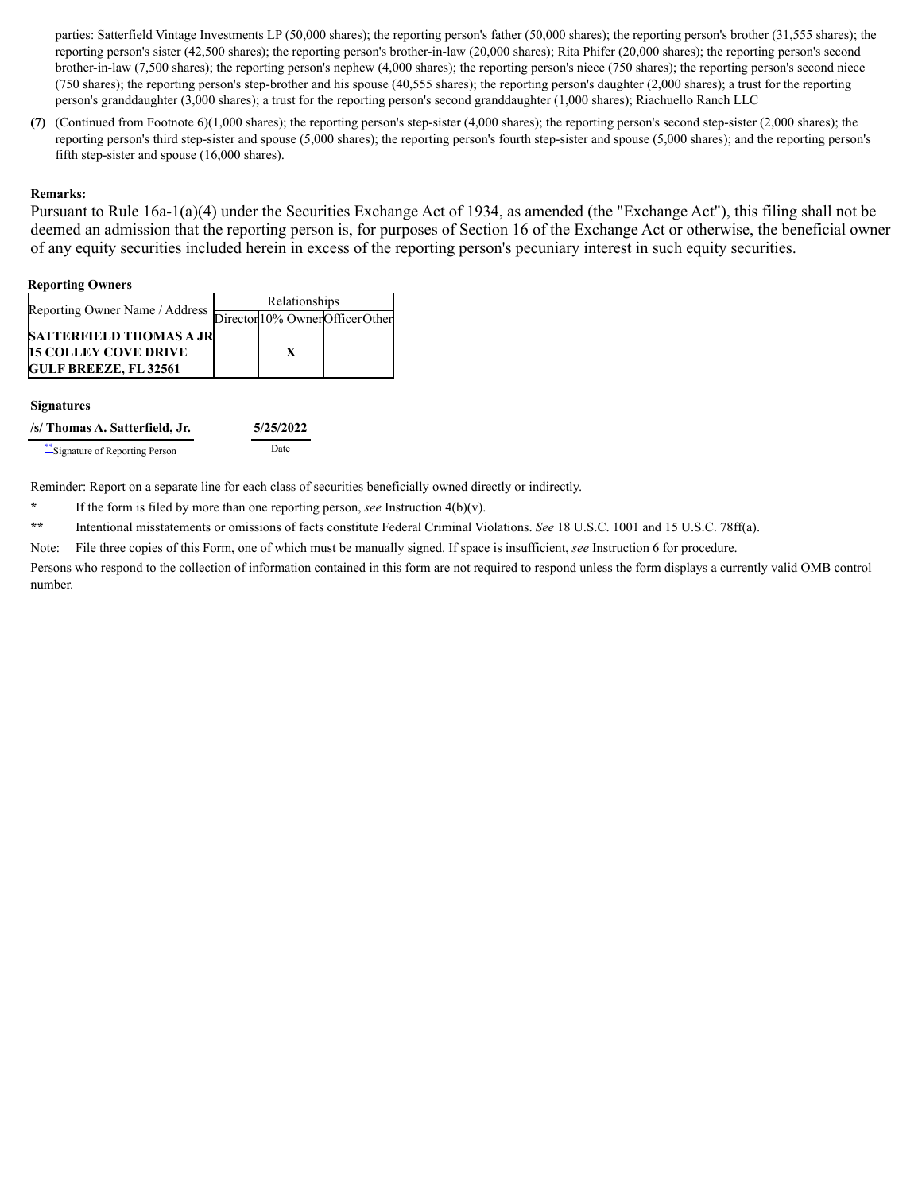parties: Satterfield Vintage Investments LP (50,000 shares); the reporting person's father (50,000 shares); the reporting person's brother (31,555 shares); the reporting person's sister (42,500 shares); the reporting person's brother-in-law (20,000 shares); Rita Phifer (20,000 shares); the reporting person's second brother-in-law (7,500 shares); the reporting person's nephew (4,000 shares); the reporting person's niece (750 shares); the reporting person's second niece (750 shares); the reporting person's step-brother and his spouse (40,555 shares); the reporting person's daughter (2,000 shares); a trust for the reporting person's granddaughter (3,000 shares); a trust for the reporting person's second granddaughter (1,000 shares); Riachuello Ranch LLC

**(7)** (Continued from Footnote 6)(1,000 shares); the reporting person's step-sister (4,000 shares); the reporting person's second step-sister (2,000 shares); the reporting person's third step-sister and spouse (5,000 shares); the reporting person's fourth step-sister and spouse (5,000 shares); and the reporting person's fifth step-sister and spouse (16,000 shares).

**Remarks:**

Pursuant to Rule 16a-1(a)(4) under the Securities Exchange Act of 1934, as amended (the "Exchange Act"), this filing shall not be deemed an admission that the reporting person is, for purposes of Section 16 of the Exchange Act or otherwise, the beneficial owner of any equity securities included herein in excess of the reporting person's pecuniary interest in such equity securities.

**Reporting Owners**

| Reporting Owner Name / Address | Relationships | | | |
|---|---|---|---|---|
| | Director | 10% Owner | Officer | Other |
| **SATTERFIELD THOMAS A JR**<br>**15 COLLEY COVE DRIVE**<br>**GULF BREEZE, FL 32561** | | **X** | | |

**Signatures**

| | |
|---|---|
| **/s/ Thomas A. Satterfield, Jr.** | **5/25/2022** |
| **Signature of Reporting Person | Date |

Reminder: Report on a separate line for each class of securities beneficially owned directly or indirectly.

\* If the form is filed by more than one reporting person, *see* Instruction 4(b)(v).

\*\* Intentional misstatements or omissions of facts constitute Federal Criminal Violations. *See* 18 U.S.C. 1001 and 15 U.S.C. 78ff(a).

Note: File three copies of this Form, one of which must be manually signed. If space is insufficient, *see* Instruction 6 for procedure.

Persons who respond to the collection of information contained in this form are not required to respond unless the form displays a currently valid OMB control number.